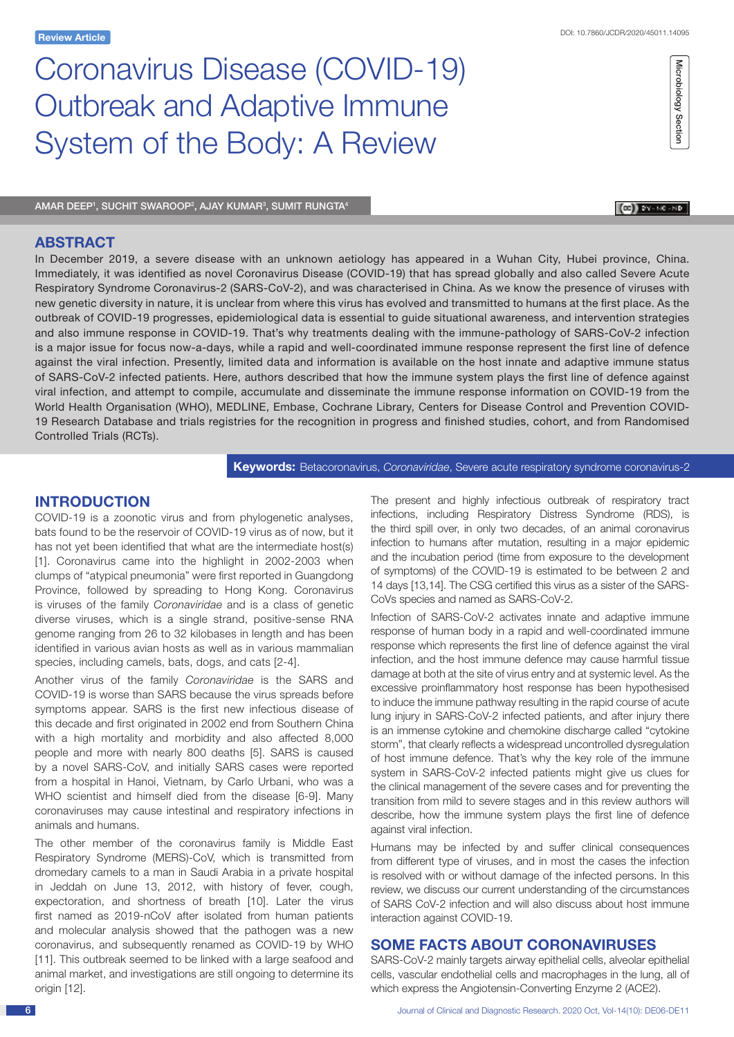Review Article

DOI: 10.7860/JCDR/2020/45011.14095

# Coronavirus Disease (COVID-19) Outbreak and Adaptive Immune System of the Body: A Review

AMAR DEEP[1], SUCHIT SWAROOP[2], AJAY KUMAR[3], SUMIT RUNGTA[4]

## ABSTRACT

In December 2019, a severe disease with an unknown aetiology has appeared in a Wuhan City, Hubei province, China. Immediately, it was identified as novel Coronavirus Disease (COVID-19) that has spread globally and also called Severe Acute Respiratory Syndrome Coronavirus-2 (SARS-CoV-2), and was characterised in China. As we know the presence of viruses with new genetic diversity in nature, it is unclear from where this virus has evolved and transmitted to humans at the first place. As the outbreak of COVID-19 progresses, epidemiological data is essential to guide situational awareness, and intervention strategies and also immune response in COVID-19. That's why treatments dealing with the immune-pathology of SARS-CoV-2 infection is a major issue for focus now-a-days, while a rapid and well-coordinated immune response represent the first line of defence against the viral infection. Presently, limited data and information is available on the host innate and adaptive immune status of SARS-CoV-2 infected patients. Here, authors described that how the immune system plays the first line of defence against viral infection, and attempt to compile, accumulate and disseminate the immune response information on COVID-19 from the World Health Organisation (WHO), MEDLINE, Embase, Cochrane Library, Centers for Disease Control and Prevention COVID-19 Research Database and trials registries for the recognition in progress and finished studies, cohort, and from Randomised Controlled Trials (RCTs).

**Keywords:** Betacoronavirus, *Coronaviridae*, Severe acute respiratory syndrome coronavirus-2

## INTRODUCTION

COVID-19 is a zoonotic virus and from phylogenetic analyses, bats found to be the reservoir of COVID-19 virus as of now, but it has not yet been identified that what are the intermediate host(s) [1]. Coronavirus came into the highlight in 2002-2003 when clumps of "atypical pneumonia" were first reported in Guangdong Province, followed by spreading to Hong Kong. Coronavirus is viruses of the family *Coronaviridae* and is a class of genetic diverse viruses, which is a single strand, positive-sense RNA genome ranging from 26 to 32 kilobases in length and has been identified in various avian hosts as well as in various mammalian species, including camels, bats, dogs, and cats [2-4].

Another virus of the family *Coronaviridae* is the SARS and COVID-19 is worse than SARS because the virus spreads before symptoms appear. SARS is the first new infectious disease of this decade and first originated in 2002 end from Southern China with a high mortality and morbidity and also affected 8,000 people and more with nearly 800 deaths [5]. SARS is caused by a novel SARS-CoV, and initially SARS cases were reported from a hospital in Hanoi, Vietnam, by Carlo Urbani, who was a WHO scientist and himself died from the disease [6-9]. Many coronaviruses may cause intestinal and respiratory infections in animals and humans.

The other member of the coronavirus family is Middle East Respiratory Syndrome (MERS)-CoV, which is transmitted from dromedary camels to a man in Saudi Arabia in a private hospital in Jeddah on June 13, 2012, with history of fever, cough, expectoration, and shortness of breath [10]. Later the virus first named as 2019-nCoV after isolated from human patients and molecular analysis showed that the pathogen was a new coronavirus, and subsequently renamed as COVID-19 by WHO [11]. This outbreak seemed to be linked with a large seafood and animal market, and investigations are still ongoing to determine its origin [12].

The present and highly infectious outbreak of respiratory tract infections, including Respiratory Distress Syndrome (RDS), is the third spill over, in only two decades, of an animal coronavirus infection to humans after mutation, resulting in a major epidemic and the incubation period (time from exposure to the development of symptoms) of the COVID-19 is estimated to be between 2 and 14 days [13,14]. The CSG certified this virus as a sister of the SARS-CoVs species and named as SARS-CoV-2.

Infection of SARS-CoV-2 activates innate and adaptive immune response of human body in a rapid and well-coordinated immune response which represents the first line of defence against the viral infection, and the host immune defence may cause harmful tissue damage at both at the site of virus entry and at systemic level. As the excessive proinflammatory host response has been hypothesised to induce the immune pathway resulting in the rapid course of acute lung injury in SARS-CoV-2 infected patients, and after injury there is an immense cytokine and chemokine discharge called "cytokine storm", that clearly reflects a widespread uncontrolled dysregulation of host immune defence. That's why the key role of the immune system in SARS-CoV-2 infected patients might give us clues for the clinical management of the severe cases and for preventing the transition from mild to severe stages and in this review authors will describe, how the immune system plays the first line of defence against viral infection.

Humans may be infected by and suffer clinical consequences from different type of viruses, and in most the cases the infection is resolved with or without damage of the infected persons. In this review, we discuss our current understanding of the circumstances of SARS CoV-2 infection and will also discuss about host immune interaction against COVID-19.

## SOME FACTS ABOUT CORONAVIRUSES

SARS-CoV-2 mainly targets airway epithelial cells, alveolar epithelial cells, vascular endothelial cells and macrophages in the lung, all of which express the Angiotensin-Converting Enzyme 2 (ACE2).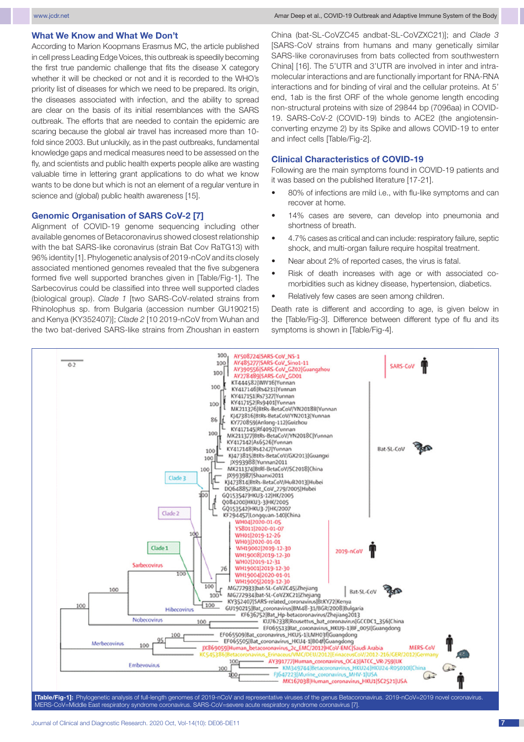### What We Know and What We Don't

According to Marion Koopmans Erasmus MC, the article published in cell press Leading Edge Voices, this outbreak is speedily becoming the first true pandemic challenge that fits the disease X category whether it will be checked or not and it is recorded to the WHO's priority list of diseases for which we need to be prepared. Its origin, the diseases associated with infection, and the ability to spread are clear on the basis of its initial resemblances with the SARS outbreak. The efforts that are needed to contain the epidemic are scaring because the global air travel has increased more than 10-fold since 2003. But unluckily, as in the past outbreaks, fundamental knowledge gaps and medical measures need to be assessed on the fly, and scientists and public health experts people alike are wasting valuable time in lettering grant applications to do what we know wants to be done but which is not an element of a regular venture in science and (global) public health awareness [15].

### Genomic Organisation of SARS CoV-2 [7]

Alignment of COVID-19 genome sequencing including other available genomes of Betacoronavirus showed closest relationship with the bat SARS-like coronavirus (strain Bat Cov RaTG13) with 96% identity [1]. Phylogenetic analysis of 2019-nCoV and its closely associated mentioned genomes revealed that the five subgenera formed five well supported branches given in [Table/Fig-1]. The Sarbecovirus could be classified into three well supported clades (biological group). *Clade 1* [two SARS-CoV-related strains from Rhinolophus sp. from Bulgaria (accession number GU190215) and Kenya (KY352407)]; *Clade 2* [10 2019-nCoV from Wuhan and the two bat-derived SARS-like strains from Zhoushan in eastern China (bat-SL-CoVZC45 andbat-SL-CoVZXC21)]; and *Clade 3* [SARS-CoV strains from humans and many genetically similar SARS-like coronaviruses from bats collected from southwestern China] [16]. The 5'UTR and 3'UTR are involved in inter and intra-molecular interactions and are functionally important for RNA-RNA interactions and for binding of viral and the cellular proteins. At 5' end, 1ab is the first ORF of the whole genome length encoding non-structural proteins with size of 29844 bp (7096aa) in COVID-19. SARS-CoV-2 (COVID-19) binds to ACE2 (the angiotensin-converting enzyme 2) by its Spike and allows COVID-19 to enter and infect cells [Table/Fig-2].

### Clinical Characteristics of COVID-19

Following are the main symptoms found in COVID-19 patients and it was based on the published literature [17-21].

- 80% of infections are mild i.e., with flu-like symptoms and can recover at home.
- 14% cases are severe, can develop into pneumonia and shortness of breath.
- 4.7% cases as critical and can include: respiratory failure, septic shock, and multi-organ failure require hospital treatment.
- Near about 2% of reported cases, the virus is fatal.
- Risk of death increases with age or with associated co-morbidities such as kidney disease, hypertension, diabetics.
- Relatively few cases are seen among children.

Death rate is different and according to age, is given below in the [Table/Fig-3]. Difference between different type of flu and its symptoms is shown in [Table/Fig-4].

**[Table/Fig-1]:** Phylogenetic analysis of full-length genomes of 2019-nCoV and representative viruses of the genus Betacoronavirus. 2019-nCoV=2019 novel coronavirus. MERS-CoV=Middle East respiratory syndrome coronavirus. SARS-CoV=severe acute respiratory syndrome coronavirus [7].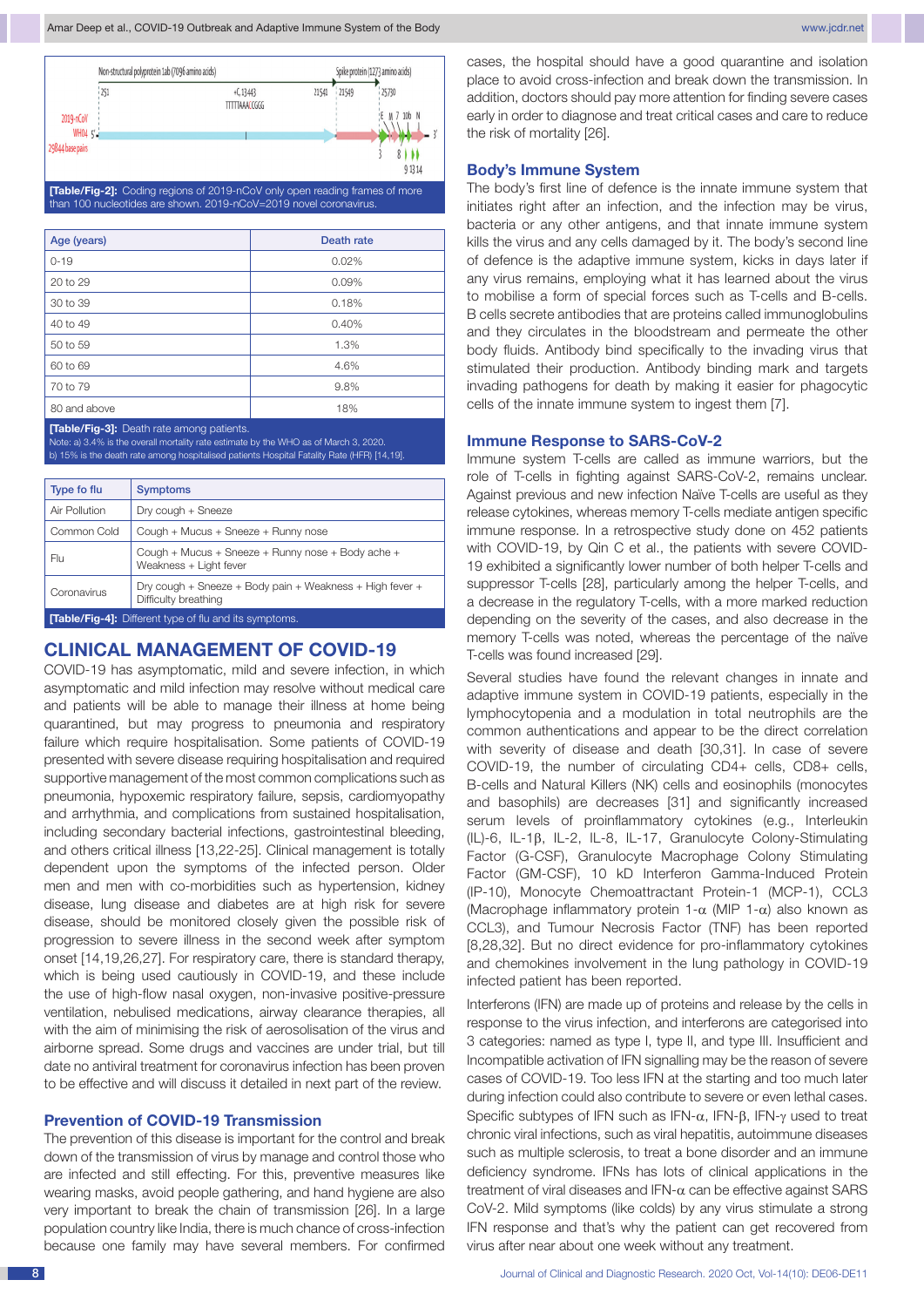[Table/Fig-2]: Coding regions of 2019-nCoV only open reading frames of more than 100 nucleotides are shown. 2019-nCoV=2019 novel coronavirus.

| Age (years) | Death rate |
|---|---|
| 0-19 | 0.02% |
| 20 to 29 | 0.09% |
| 30 to 39 | 0.18% |
| 40 to 49 | 0.40% |
| 50 to 59 | 1.3% |
| 60 to 69 | 4.6% |
| 70 to 79 | 9.8% |
| 80 and above | 18% |

[Table/Fig-3]: Death rate among patients.
Note: a) 3.4% is the overall mortality rate estimate by the WHO as of March 3, 2020.
b) 15% is the death rate among hospitalised patients Hospital Fatality Rate (HFR) [14,19].

| Type fo flu | Symptoms |
|---|---|
| Air Pollution | Dry cough + Sneeze |
| Common Cold | Cough + Mucus + Sneeze + Runny nose |
| Flu | Cough + Mucus + Sneeze + Runny nose + Body ache + Weakness + Light fever |
| Coronavirus | Dry cough + Sneeze + Body pain + Weakness + High fever + Difficulty breathing |

[Table/Fig-4]: Different type of flu and its symptoms.

## CLINICAL MANAGEMENT OF COVID-19

COVID-19 has asymptomatic, mild and severe infection, in which asymptomatic and mild infection may resolve without medical care and patients will be able to manage their illness at home being quarantined, but may progress to pneumonia and respiratory failure which require hospitalisation. Some patients of COVID-19 presented with severe disease requiring hospitalisation and required supportive management of the most common complications such as pneumonia, hypoxemic respiratory failure, sepsis, cardiomyopathy and arrhythmia, and complications from sustained hospitalisation, including secondary bacterial infections, gastrointestinal bleeding, and others critical illness [13,22-25]. Clinical management is totally dependent upon the symptoms of the infected person. Older men and men with co-morbidities such as hypertension, kidney disease, lung disease and diabetes are at high risk for severe disease, should be monitored closely given the possible risk of progression to severe illness in the second week after symptom onset [14,19,26,27]. For respiratory care, there is standard therapy, which is being used cautiously in COVID-19, and these include the use of high-flow nasal oxygen, non-invasive positive-pressure ventilation, nebulised medications, airway clearance therapies, all with the aim of minimising the risk of aerosolisation of the virus and airborne spread. Some drugs and vaccines are under trial, but till date no antiviral treatment for coronavirus infection has been proven to be effective and will discuss it detailed in next part of the review.

### Prevention of COVID-19 Transmission

The prevention of this disease is important for the control and break down of the transmission of virus by manage and control those who are infected and still effecting. For this, preventive measures like wearing masks, avoid people gathering, and hand hygiene are also very important to break the chain of transmission [26]. In a large population country like India, there is much chance of cross-infection because one family may have several members. For confirmed cases, the hospital should have a good quarantine and isolation place to avoid cross-infection and break down the transmission. In addition, doctors should pay more attention for finding severe cases early in order to diagnose and treat critical cases and care to reduce the risk of mortality [26].

### Body's Immune System

The body's first line of defence is the innate immune system that initiates right after an infection, and the infection may be virus, bacteria or any other antigens, and that innate immune system kills the virus and any cells damaged by it. The body's second line of defence is the adaptive immune system, kicks in days later if any virus remains, employing what it has learned about the virus to mobilise a form of special forces such as T-cells and B-cells. B cells secrete antibodies that are proteins called immunoglobulins and they circulates in the bloodstream and permeate the other body fluids. Antibody bind specifically to the invading virus that stimulated their production. Antibody binding mark and targets invading pathogens for death by making it easier for phagocytic cells of the innate immune system to ingest them [7].

### Immune Response to SARS-CoV-2

Immune system T-cells are called as immune warriors, but the role of T-cells in fighting against SARS-CoV-2, remains unclear. Against previous and new infection Naïve T-cells are useful as they release cytokines, whereas memory T-cells mediate antigen specific immune response. In a retrospective study done on 452 patients with COVID-19, by Qin C et al., the patients with severe COVID-19 exhibited a significantly lower number of both helper T-cells and suppressor T-cells [28], particularly among the helper T-cells, and a decrease in the regulatory T-cells, with a more marked reduction depending on the severity of the cases, and also decrease in the memory T-cells was noted, whereas the percentage of the naïve T-cells was found increased [29].

Several studies have found the relevant changes in innate and adaptive immune system in COVID-19 patients, especially in the lymphocytopenia and a modulation in total neutrophils are the common authentications and appear to be the direct correlation with severity of disease and death [30,31]. In case of severe COVID-19, the number of circulating CD4+ cells, CD8+ cells, B-cells and Natural Killers (NK) cells and eosinophils (monocytes and basophils) are decreases [31] and significantly increased serum levels of proinflammatory cytokines (e.g., Interleukin (IL)-6, IL-1β, IL-2, IL-8, IL-17, Granulocyte Colony-Stimulating Factor (G-CSF), Granulocyte Macrophage Colony Stimulating Factor (GM-CSF), 10 kD Interferon Gamma-Induced Protein (IP-10), Monocyte Chemoattractant Protein-1 (MCP-1), CCL3 (Macrophage inflammatory protein 1-α (MIP 1-α) also known as CCL3), and Tumour Necrosis Factor (TNF) has been reported [8,28,32]. But no direct evidence for pro-inflammatory cytokines and chemokines involvement in the lung pathology in COVID-19 infected patient has been reported.

Interferons (IFN) are made up of proteins and release by the cells in response to the virus infection, and interferons are categorised into 3 categories: named as type I, type II, and type III. Insufficient and Incompatible activation of IFN signalling may be the reason of severe cases of COVID-19. Too less IFN at the starting and too much later during infection could also contribute to severe or even lethal cases. Specific subtypes of IFN such as IFN-α, IFN-β, IFN-γ used to treat chronic viral infections, such as viral hepatitis, autoimmune diseases such as multiple sclerosis, to treat a bone disorder and an immune deficiency syndrome. IFNs has lots of clinical applications in the treatment of viral diseases and IFN-α can be effective against SARS CoV-2. Mild symptoms (like colds) by any virus stimulate a strong IFN response and that's why the patient can get recovered from virus after near about one week without any treatment.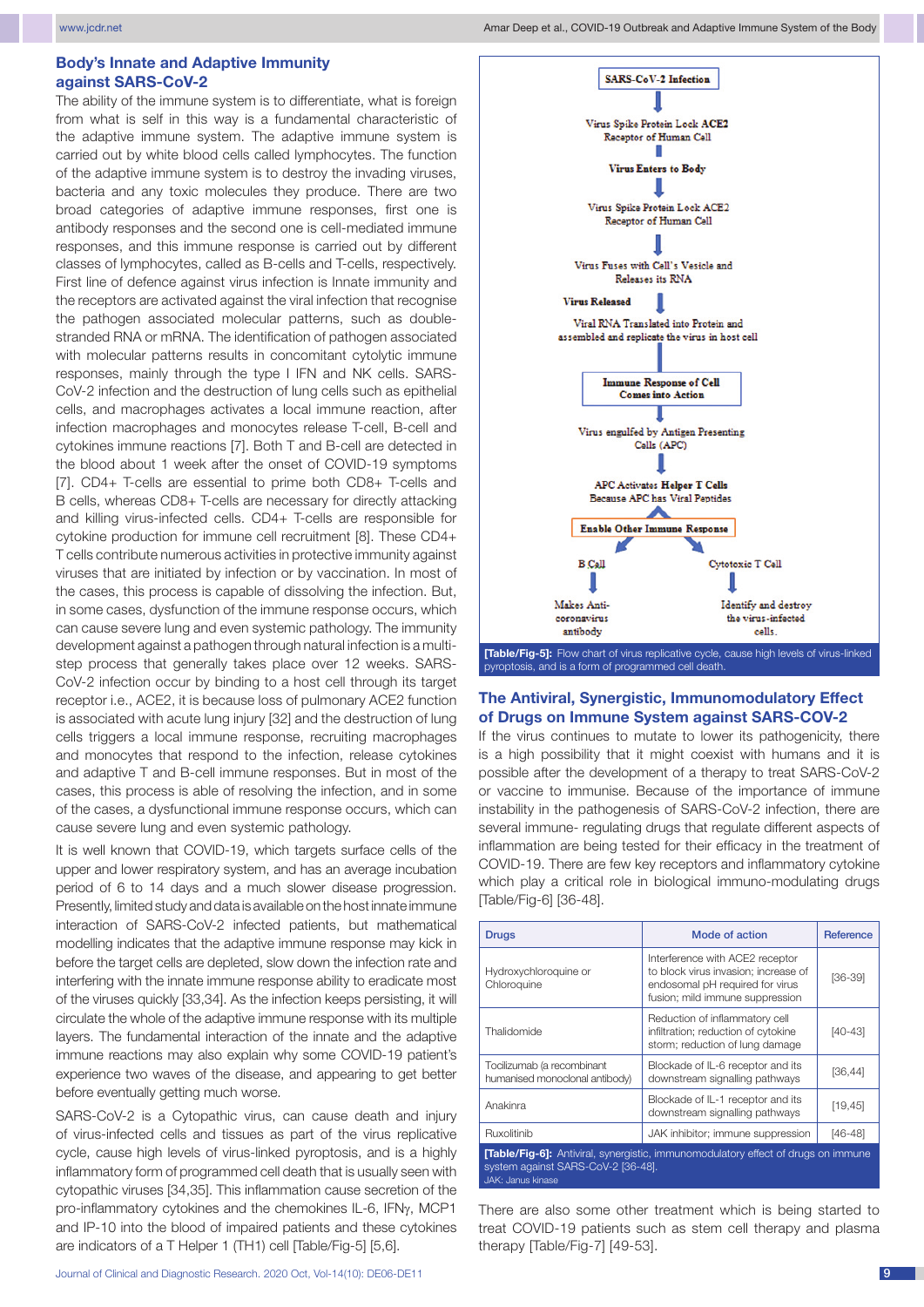## Body's Innate and Adaptive Immunity against SARS-CoV-2

The ability of the immune system is to differentiate, what is foreign from what is self in this way is a fundamental characteristic of the adaptive immune system. The adaptive immune system is carried out by white blood cells called lymphocytes. The function of the adaptive immune system is to destroy the invading viruses, bacteria and any toxic molecules they produce. There are two broad categories of adaptive immune responses, first one is antibody responses and the second one is cell-mediated immune responses, and this immune response is carried out by different classes of lymphocytes, called as B-cells and T-cells, respectively. First line of defence against virus infection is Innate immunity and the receptors are activated against the viral infection that recognise the pathogen associated molecular patterns, such as double-stranded RNA or mRNA. The identification of pathogen associated with molecular patterns results in concomitant cytolytic immune responses, mainly through the type I IFN and NK cells. SARS-CoV-2 infection and the destruction of lung cells such as epithelial cells, and macrophages activates a local immune reaction, after infection macrophages and monocytes release T-cell, B-cell and cytokines immune reactions [7]. Both T and B-cell are detected in the blood about 1 week after the onset of COVID-19 symptoms [7]. CD4+ T-cells are essential to prime both CD8+ T-cells and B cells, whereas CD8+ T-cells are necessary for directly attacking and killing virus-infected cells. CD4+ T-cells are responsible for cytokine production for immune cell recruitment [8]. These CD4+ T cells contribute numerous activities in protective immunity against viruses that are initiated by infection or by vaccination. In most of the cases, this process is capable of dissolving the infection. But, in some cases, dysfunction of the immune response occurs, which can cause severe lung and even systemic pathology. The immunity development against a pathogen through natural infection is a multi-step process that generally takes place over 12 weeks. SARS-CoV-2 infection occur by binding to a host cell through its target receptor i.e., ACE2, it is because loss of pulmonary ACE2 function is associated with acute lung injury [32] and the destruction of lung cells triggers a local immune response, recruiting macrophages and monocytes that respond to the infection, release cytokines and adaptive T and B-cell immune responses. But in most of the cases, this process is able of resolving the infection, and in some of the cases, a dysfunctional immune response occurs, which can cause severe lung and even systemic pathology.

It is well known that COVID-19, which targets surface cells of the upper and lower respiratory system, and has an average incubation period of 6 to 14 days and a much slower disease progression. Presently, limited study and data is available on the host innate immune interaction of SARS-CoV-2 infected patients, but mathematical modelling indicates that the adaptive immune response may kick in before the target cells are depleted, slow down the infection rate and interfering with the innate immune response ability to eradicate most of the viruses quickly [33,34]. As the infection keeps persisting, it will circulate the whole of the adaptive immune response with its multiple layers. The fundamental interaction of the innate and the adaptive immune reactions may also explain why some COVID-19 patient's experience two waves of the disease, and appearing to get better before eventually getting much worse.

SARS-CoV-2 is a Cytopathic virus, can cause death and injury of virus-infected cells and tissues as part of the virus replicative cycle, cause high levels of virus-linked pyroptosis, and is a highly inflammatory form of programmed cell death that is usually seen with cytopathic viruses [34,35]. This inflammation cause secretion of the pro-inflammatory cytokines and the chemokines IL-6, IFNγ, MCP1 and IP-10 into the blood of impaired patients and these cytokines are indicators of a T Helper 1 (TH1) cell [Table/Fig-5] [5,6].

SARS-CoV-2 Infection
↓
Virus Spike Protein Lock ACE2 Receptor of Human Cell
↓
Virus Enters to Body
↓
Virus Spike Protein Lock ACE2 Receptor of Human Cell
↓
Virus Fuses with Cell's Vesicle and Releases its RNA
↓ Virus Released
Viral RNA Translated into Protein and assembled and replicate the virus in host cell
↓
Immune Response of Cell Comes into Action
↓
Virus engulfed by Antigen Presenting Cells (APC)
↓
APC Activates Helper T Cells Because APC has Viral Peptides
↓
Enable Other Immune Response
↙ B Cell → Makes Anti-coronavirus antibody
↘ Cytotoxic T Cell → Identify and destroy the virus-infected cells.

**[Table/Fig-5]:** Flow chart of virus replicative cycle, cause high levels of virus-linked pyroptosis, and is a form of programmed cell death.

## The Antiviral, Synergistic, Immunomodulatory Effect of Drugs on Immune System against SARS-COV-2

If the virus continues to mutate to lower its pathogenicity, there is a high possibility that it might coexist with humans and it is possible after the development of a therapy to treat SARS-CoV-2 or vaccine to immunise. Because of the importance of immune instability in the pathogenesis of SARS-CoV-2 infection, there are several immune- regulating drugs that regulate different aspects of inflammation are being tested for their efficacy in the treatment of COVID-19. There are few key receptors and inflammatory cytokine which play a critical role in biological immuno-modulating drugs [Table/Fig-6] [36-48].

| Drugs | Mode of action | Reference |
|---|---|---|
| Hydroxychloroquine or Chloroquine | Interference with ACE2 receptor to block virus invasion; increase of endosomal pH required for virus fusion; mild immune suppression | [36-39] |
| Thalidomide | Reduction of inflammatory cell infiltration; reduction of cytokine storm; reduction of lung damage | [40-43] |
| Tocilizumab (a recombinant humanised monoclonal antibody) | Blockade of IL-6 receptor and its downstream signalling pathways | [36,44] |
| Anakinra | Blockade of IL-1 receptor and its downstream signalling pathways | [19,45] |
| Ruxolitinib | JAK inhibitor; immune suppression | [46-48] |

**[Table/Fig-6]:** Antiviral, synergistic, immunomodulatory effect of drugs on immune system against SARS-CoV-2 [36-48].
JAK: Janus kinase

There are also some other treatment which is being started to treat COVID-19 patients such as stem cell therapy and plasma therapy [Table/Fig-7] [49-53].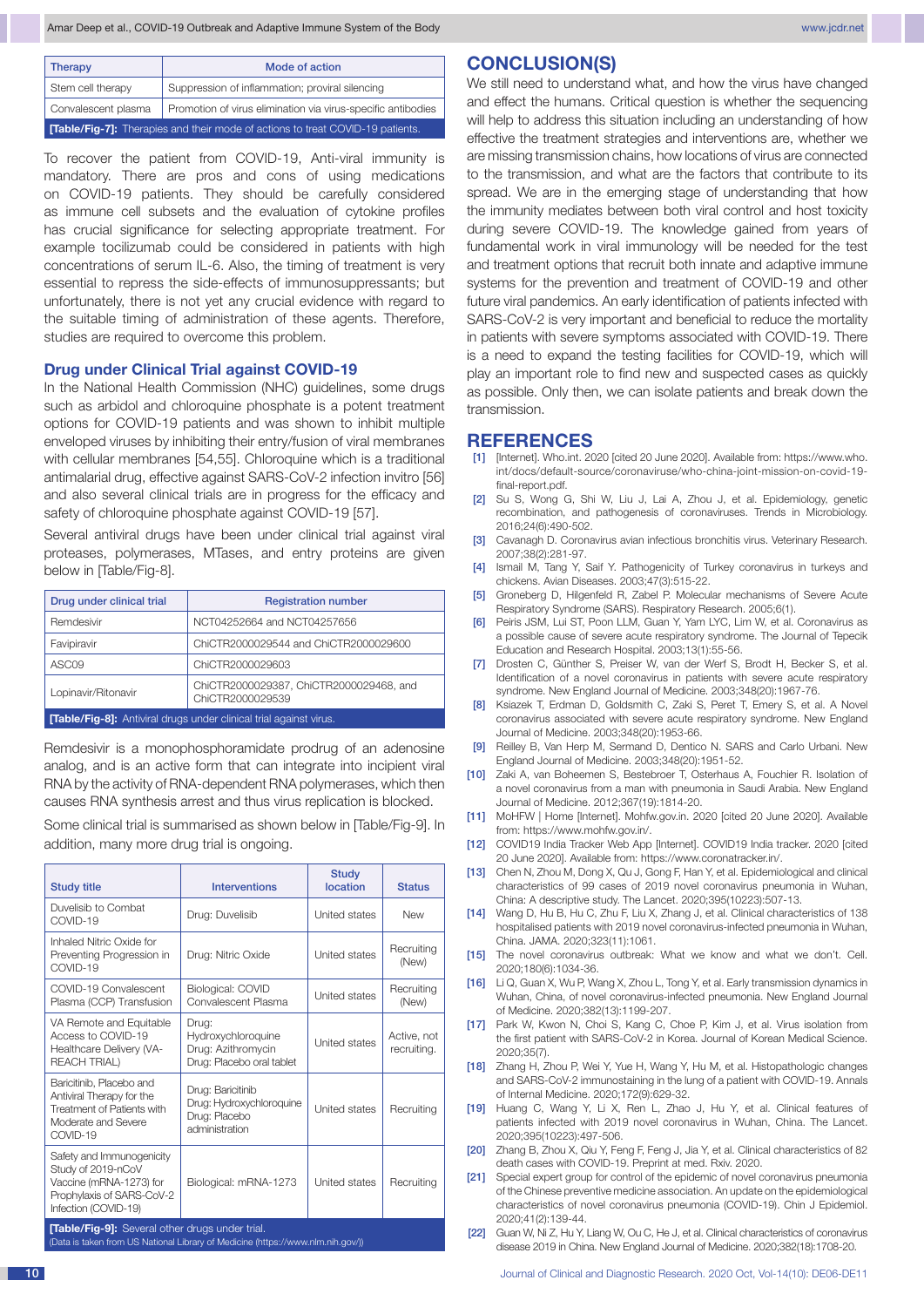| Therapy | Mode of action |
| --- | --- |
| Stem cell therapy | Suppression of inflammation; proviral silencing |
| Convalescent plasma | Promotion of virus elimination via virus-specific antibodies |

**[Table/Fig-7]:** Therapies and their mode of actions to treat COVID-19 patients.

To recover the patient from COVID-19, Anti-viral immunity is mandatory. There are pros and cons of using medications on COVID-19 patients. They should be carefully considered as immune cell subsets and the evaluation of cytokine profiles has crucial significance for selecting appropriate treatment. For example tocilizumab could be considered in patients with high concentrations of serum IL-6. Also, the timing of treatment is very essential to repress the side-effects of immunosuppressants; but unfortunately, there is not yet any crucial evidence with regard to the suitable timing of administration of these agents. Therefore, studies are required to overcome this problem.

### Drug under Clinical Trial against COVID-19

In the National Health Commission (NHC) guidelines, some drugs such as arbidol and chloroquine phosphate is a potent treatment options for COVID-19 patients and was shown to inhibit multiple enveloped viruses by inhibiting their entry/fusion of viral membranes with cellular membranes [54,55]. Chloroquine which is a traditional antimalarial drug, effective against SARS-CoV-2 infection invitro [56] and also several clinical trials are in progress for the efficacy and safety of chloroquine phosphate against COVID-19 [57].

Several antiviral drugs have been under clinical trial against viral proteases, polymerases, MTases, and entry proteins are given below in [Table/Fig-8].

| Drug under clinical trial | Registration number |
| --- | --- |
| Remdesivir | NCT04252664 and NCT04257656 |
| Favipiravir | ChiCTR2000029544 and ChiCTR2000029600 |
| ASC09 | ChiCTR2000029603 |
| Lopinavir/Ritonavir | ChiCTR2000029387, ChiCTR2000029468, and ChiCTR2000029539 |

**[Table/Fig-8]:** Antiviral drugs under clinical trial against virus.

Remdesivir is a monophosphoramidate prodrug of an adenosine analog, and is an active form that can integrate into incipient viral RNA by the activity of RNA-dependent RNA polymerases, which then causes RNA synthesis arrest and thus virus replication is blocked.

Some clinical trial is summarised as shown below in [Table/Fig-9]. In addition, many more drug trial is ongoing.

| Study title | Interventions | Study location | Status |
| --- | --- | --- | --- |
| Duvelisib to Combat COVID-19 | Drug: Duvelisib | United states | New |
| Inhaled Nitric Oxide for Preventing Progression in COVID-19 | Drug: Nitric Oxide | United states | Recruiting (New) |
| COVID-19 Convalescent Plasma (CCP) Transfusion | Biological: COVID Convalescent Plasma | United states | Recruiting (New) |
| VA Remote and Equitable Access to COVID-19 Healthcare Delivery (VA-REACH TRIAL) | Drug: Hydroxychloroquine Drug: Azithromycin Drug: Placebo oral tablet | United states | Active, not recruiting. |
| Baricitinib, Placebo and Antiviral Therapy for the Treatment of Patients with Moderate and Severe COVID-19 | Drug: Baricitinib Drug: Hydroxychloroquine Drug: Placebo administration | United states | Recruiting |
| Safety and Immunogenicity Study of 2019-nCoV Vaccine (mRNA-1273) for Prophylaxis of SARS-CoV-2 Infection (COVID-19) | Biological: mRNA-1273 | United states | Recruiting |

**[Table/Fig-9]:** Several other drugs under trial.
(Data is taken from US National Library of Medicine (https://www.nlm.nih.gov/))

## CONCLUSION(S)

We still need to understand what, and how the virus have changed and effect the humans. Critical question is whether the sequencing will help to address this situation including an understanding of how effective the treatment strategies and interventions are, whether we are missing transmission chains, how locations of virus are connected to the transmission, and what are the factors that contribute to its spread. We are in the emerging stage of understanding that how the immunity mediates between both viral control and host toxicity during severe COVID-19. The knowledge gained from years of fundamental work in viral immunology will be needed for the test and treatment options that recruit both innate and adaptive immune systems for the prevention and treatment of COVID-19 and other future viral pandemics. An early identification of patients infected with SARS-CoV-2 is very important and beneficial to reduce the mortality in patients with severe symptoms associated with COVID-19. There is a need to expand the testing facilities for COVID-19, which will play an important role to find new and suspected cases as quickly as possible. Only then, we can isolate patients and break down the transmission.

## REFERENCES

[1] [Internet]. Who.int. 2020 [cited 20 June 2020]. Available from: https://www.who.int/docs/default-source/coronaviruse/who-china-joint-mission-on-covid-19-final-report.pdf.

[2] Su S, Wong G, Shi W, Liu J, Lai A, Zhou J, et al. Epidemiology, genetic recombination, and pathogenesis of coronaviruses. Trends in Microbiology. 2016;24(6):490-502.

[3] Cavanagh D. Coronavirus avian infectious bronchitis virus. Veterinary Research. 2007;38(2):281-97.

[4] Ismail M, Tang Y, Saif Y. Pathogenicity of Turkey coronavirus in turkeys and chickens. Avian Diseases. 2003;47(3):515-22.

[5] Groneberg D, Hilgenfeld R, Zabel P. Molecular mechanisms of Severe Acute Respiratory Syndrome (SARS). Respiratory Research. 2005;6(1).

[6] Peiris JSM, Lui ST, Poon LLM, Guan Y, Yam LYC, Lim W, et al. Coronavirus as a possible cause of severe acute respiratory syndrome. The Journal of Tepecik Education and Research Hospital. 2003;13(1):55-56.

[7] Drosten C, Günther S, Preiser W, van der Werf S, Brodt H, Becker S, et al. Identification of a novel coronavirus in patients with severe acute respiratory syndrome. New England Journal of Medicine. 2003;348(20):1967-76.

[8] Ksiazek T, Erdman D, Goldsmith C, Zaki S, Peret T, Emery S, et al. A Novel coronavirus associated with severe acute respiratory syndrome. New England Journal of Medicine. 2003;348(20):1953-66.

[9] Reilley B, Van Herp M, Sermand D, Dentico N. SARS and Carlo Urbani. New England Journal of Medicine. 2003;348(20):1951-52.

[10] Zaki A, van Boheemen S, Bestebroer T, Osterhaus A, Fouchier R. Isolation of a novel coronavirus from a man with pneumonia in Saudi Arabia. New England Journal of Medicine. 2012;367(19):1814-20.

[11] MoHFW | Home [Internet]. Mohfw.gov.in. 2020 [cited 20 June 2020]. Available from: https://www.mohfw.gov.in/.

[12] COVID19 India Tracker Web App [Internet]. COVID19 India tracker. 2020 [cited 20 June 2020]. Available from: https://www.coronatracker.in/.

[13] Chen N, Zhou M, Dong X, Qu J, Gong F, Han Y, et al. Epidemiological and clinical characteristics of 99 cases of 2019 novel coronavirus pneumonia in Wuhan, China: A descriptive study. The Lancet. 2020;395(10223):507-13.

[14] Wang D, Hu B, Hu C, Zhu F, Liu X, Zhang J, et al. Clinical characteristics of 138 hospitalised patients with 2019 novel coronavirus-infected pneumonia in Wuhan, China. JAMA. 2020;323(11):1061.

[15] The novel coronavirus outbreak: What we know and what we don't. Cell. 2020;180(6):1034-36.

[16] Li Q, Guan X, Wu P, Wang X, Zhou L, Tong Y, et al. Early transmission dynamics in Wuhan, China, of novel coronavirus-infected pneumonia. New England Journal of Medicine. 2020;382(13):1199-207.

[17] Park W, Kwon N, Choi S, Kang C, Choe P, Kim J, et al. Virus isolation from the first patient with SARS-CoV-2 in Korea. Journal of Korean Medical Science. 2020;35(7).

[18] Zhang H, Zhou P, Wei Y, Yue H, Wang Y, Hu M, et al. Histopathologic changes and SARS-CoV-2 immunostaining in the lung of a patient with COVID-19. Annals of Internal Medicine. 2020;172(9):629-32.

[19] Huang C, Wang Y, Li X, Ren L, Zhao J, Hu Y, et al. Clinical features of patients infected with 2019 novel coronavirus in Wuhan, China. The Lancet. 2020;395(10223):497-506.

[20] Zhang B, Zhou X, Qiu Y, Feng F, Feng J, Jia Y, et al. Clinical characteristics of 82 death cases with COVID-19. Preprint at med. Rxiv. 2020.

[21] Special expert group for control of the epidemic of novel coronavirus pneumonia of the Chinese preventive medicine association. An update on the epidemiological characteristics of novel coronavirus pneumonia (COVID-19). Chin J Epidemiol. 2020;41(2):139-44.

[22] Guan W, Ni Z, Hu Y, Liang W, Ou C, He J, et al. Clinical characteristics of coronavirus disease 2019 in China. New England Journal of Medicine. 2020;382(18):1708-20.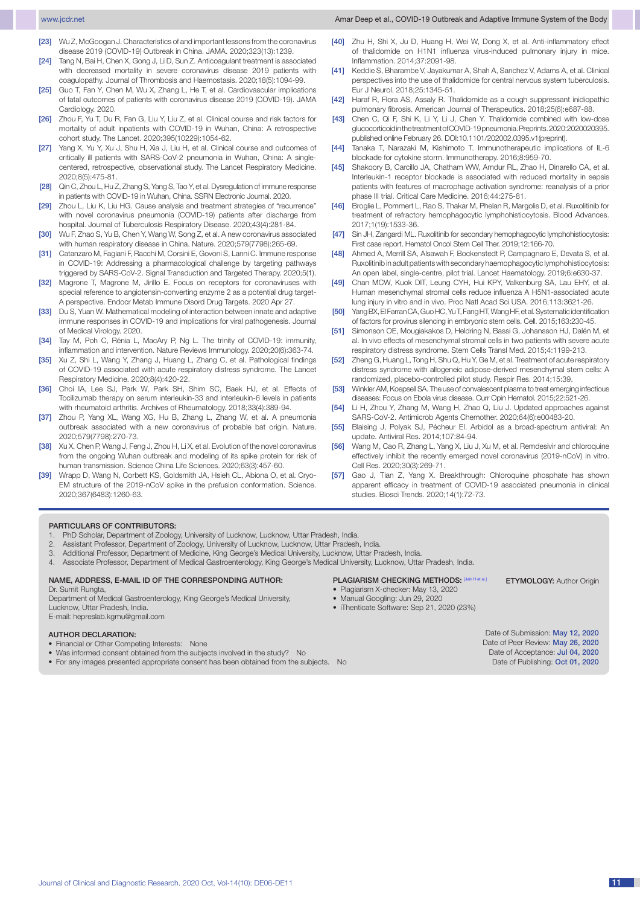[23] Wu Z, McGoogan J. Characteristics of and important lessons from the coronavirus disease 2019 (COVID-19) Outbreak in China. JAMA. 2020;323(13):1239.

[24] Tang N, Bai H, Chen X, Gong J, Li D, Sun Z. Anticoagulant treatment is associated with decreased mortality in severe coronavirus disease 2019 patients with coagulopathy. Journal of Thrombosis and Haemostasis. 2020;18(5):1094-99.

[25] Guo T, Fan Y, Chen M, Wu X, Zhang L, He T, et al. Cardiovascular implications of fatal outcomes of patients with coronavirus disease 2019 (COVID-19). JAMA Cardiology. 2020.

[26] Zhou F, Yu T, Du R, Fan G, Liu Y, Liu Z, et al. Clinical course and risk factors for mortality of adult inpatients with COVID-19 in Wuhan, China: A retrospective cohort study. The Lancet. 2020;395(10229):1054-62.

[27] Yang X, Yu Y, Xu J, Shu H, Xia J, Liu H, et al. Clinical course and outcomes of critically ill patients with SARS-CoV-2 pneumonia in Wuhan, China: A single-centered, retrospective, observational study. The Lancet Respiratory Medicine. 2020;8(5):475-81.

[28] Qin C, Zhou L, Hu Z, Zhang S, Yang S, Tao Y, et al. Dysregulation of immune response in patients with COVID-19 in Wuhan, China. SSRN Electronic Journal. 2020.

[29] Zhou L, Liu K, Liu HG. Cause analysis and treatment strategies of "recurrence" with novel coronavirus pneumonia (COVID-19) patients after discharge from hospital. Journal of Tuberculosis Respiratory Disease. 2020;43(4):281-84.

[30] Wu F, Zhao S, Yu B, Chen Y, Wang W, Song Z, et al. A new coronavirus associated with human respiratory disease in China. Nature. 2020;579(7798):265-69.

[31] Catanzaro M, Fagiani F, Racchi M, Corsini E, Govoni S, Lanni C. Immune response in COVID-19: Addressing a pharmacological challenge by targeting pathways triggered by SARS-CoV-2. Signal Transduction and Targeted Therapy. 2020;5(1).

[32] Magrone T, Magrone M, Jirillo E. Focus on receptors for coronaviruses with special reference to angiotensin-converting enzyme 2 as a potential drug target-A perspective. Endocr Metab Immune Disord Drug Targets. 2020 Apr 27.

[33] Du S, Yuan W. Mathematical modeling of interaction between innate and adaptive immune responses in COVID-19 and implications for viral pathogenesis. Journal of Medical Virology. 2020.

[34] Tay M, Poh C, Rénia L, MacAry P, Ng L. The trinity of COVID-19: immunity, inflammation and intervention. Nature Reviews Immunology. 2020;20(6):363-74.

[35] Xu Z, Shi L, Wang Y, Zhang J, Huang L, Zhang C, et al. Pathological findings of COVID-19 associated with acute respiratory distress syndrome. The Lancet Respiratory Medicine. 2020;8(4):420-22.

[36] Choi IA, Lee SJ, Park W, Park SH, Shim SC, Baek HJ, et al. Effects of Tocilizumab therapy on serum interleukin-33 and interleukin-6 levels in patients with rheumatoid arthritis. Archives of Rheumatology. 2018;33(4):389-94.

[37] Zhou P, Yang XL, Wang XG, Hu B, Zhang L, Zhang W, et al. A pneumonia outbreak associated with a new coronavirus of probable bat origin. Nature. 2020;579(7798):270-73.

[38] Xu X, Chen P, Wang J, Feng J, Zhou H, Li X, et al. Evolution of the novel coronavirus from the ongoing Wuhan outbreak and modeling of its spike protein for risk of human transmission. Science China Life Sciences. 2020;63(3):457-60.

[39] Wrapp D, Wang N, Corbett KS, Goldsmith JA, Hsieh CL, Abiona O, et al. Cryo-EM structure of the 2019-nCoV spike in the prefusion conformation. Science. 2020;367(6483):1260-63.

[40] Zhu H, Shi X, Ju D, Huang H, Wei W, Dong X, et al. Anti-inflammatory effect of thalidomide on H1N1 influenza virus-induced pulmonary injury in mice. Inflammation. 2014;37:2091-98.

[41] Keddie S, Bharambe V, Jayakumar A, Shah A, Sanchez V, Adams A, et al. Clinical perspectives into the use of thalidomide for central nervous system tuberculosis. Eur J Neurol. 2018;25:1345-51.

[42] Haraf R, Flora AS, Assaly R. Thalidomide as a cough suppressant inidiopathic pulmonary fibrosis. American Journal of Therapeutics. 2018;25(6):e687-88.

[43] Chen C, Qi F, Shi K, Li Y, Li J, Chen Y. Thalidomide combined with low-dose glucocorticoid in the treatment of COVID-19 pneumonia. Preprints. 2020:2020020395. published online February 26. DOI:10.1101/202002.0395.v1(preprint).

[44] Tanaka T, Narazaki M, Kishimoto T. Immunotherapeutic implications of IL-6 blockade for cytokine storm. Immunotherapy. 2016;8:959-70.

[45] Shakoory B, Carcillo JA, Chatham WW, Amdur RL, Zhao H, Dinarello CA, et al. Interleukin-1 receptor blockade is associated with reduced mortality in sepsis patients with features of macrophage activation syndrome: reanalysis of a prior phase III trial. Critical Care Medicine. 2016;44:275-81.

[46] Broglie L, Pommert L, Rao S, Thakar M, Phelan R, Margolis D, et al. Ruxolitinib for treatment of refractory hemophagocytic lymphohistiocytosis. Blood Advances. 2017;1(19):1533-36.

[47] Sin JH, Zangardi ML. Ruxolitinib for secondary hemophagocytic lymphohistiocytosis: First case report. Hematol Oncol Stem Cell Ther. 2019;12:166-70.

[48] Ahmed A, Merrill SA, Alsawah F, Bockenstedt P, Campagnaro E, Devata S, et al. Ruxolitinib in adult patients with secondary haemophagocytic lymphohistiocytosis: An open label, single-centre, pilot trial. Lancet Haematology. 2019;6:e630-37.

[49] Chan MCW, Kuok DIT, Leung CYH, Hui KPY, Valkenburg SA, Lau EHY, et al. Human mesenchymal stromal cells reduce influenza A H5N1-associated acute lung injury in vitro and in vivo. Proc Natl Acad Sci USA. 2016;113:3621-26.

[50] Yang BX, El Farran CA, Guo HC, Yu T, Fang HT, Wang HF, et al. Systematic identification of factors for provirus silencing in embryonic stem cells. Cell. 2015;163:230-45.

[51] Simonson OE, Mougiakakos D, Heldring N, Bassi G, Johansson HJ, Dalén M, et al. In vivo effects of mesenchymal stromal cells in two patients with severe acute respiratory distress syndrome. Stem Cells Transl Med. 2015;4:1199-213.

[52] Zheng G, Huang L, Tong H, Shu Q, Hu Y, Ge M, et al. Treatment of acute respiratory distress syndrome with allogeneic adipose-derived mesenchymal stem cells: A randomized, placebo-controlled pilot study. Respir Res. 2014;15:39.

[53] Winkler AM, Koepsell SA. The use of convalescent plasma to treat emerging infectious diseases: Focus on Ebola virus disease. Curr Opin Hematol. 2015;22:521-26.

[54] Li H, Zhou Y, Zhang M, Wang H, Zhao Q, Liu J. Updated approaches against SARS-CoV-2. Antimicrob Agents Chemother. 2020;64(6):e00483-20.

[55] Blaising J, Polyak SJ, Pécheur EI. Arbidol as a broad-spectrum antiviral: An update. Antiviral Res. 2014;107:84-94.

[56] Wang M, Cao R, Zhang L, Yang X, Liu J, Xu M, et al. Remdesivir and chloroquine effectively inhibit the recently emerged novel coronavirus (2019-nCoV) in vitro. Cell Res. 2020;30(3):269-71.

[57] Gao J, Tian Z, Yang X. Breakthrough: Chloroquine phosphate has shown apparent efficacy in treatment of COVID-19 associated pneumonia in clinical studies. Biosci Trends. 2020;14(1):72-73.

**PARTICULARS OF CONTRIBUTORS:**

1. PhD Scholar, Department of Zoology, University of Lucknow, Lucknow, Uttar Pradesh, India.
2. Assistant Professor, Department of Zoology, University of Lucknow, Lucknow, Uttar Pradesh, India.
3. Additional Professor, Department of Medicine, King George's Medical University, Lucknow, Uttar Pradesh, India.
4. Associate Professor, Department of Medical Gastroenterology, King George's Medical University, Lucknow, Uttar Pradesh, India.

**NAME, ADDRESS, E-MAIL ID OF THE CORRESPONDING AUTHOR:**
Dr. Sumit Rungta,
Department of Medical Gastroenterology, King George's Medical University,
Lucknow, Uttar Pradesh, India.
E-mail: hepreslab.kgmu@gmail.com

**PLAGIARISM CHECKING METHODS:** [Jain H et al.]

- Plagiarism X-checker: May 13, 2020
- Manual Googling: Jun 29, 2020
- iThenticate Software: Sep 21, 2020 (23%)

**ETYMOLOGY:** Author Origin

**AUTHOR DECLARATION:**

- Financial or Other Competing Interests: None
- Was informed consent obtained from the subjects involved in the study? No
- For any images presented appropriate consent has been obtained from the subjects. No

Date of Submission: **May 12, 2020**
Date of Peer Review: **May 26, 2020**
Date of Acceptance: **Jul 04, 2020**
Date of Publishing: **Oct 01, 2020**